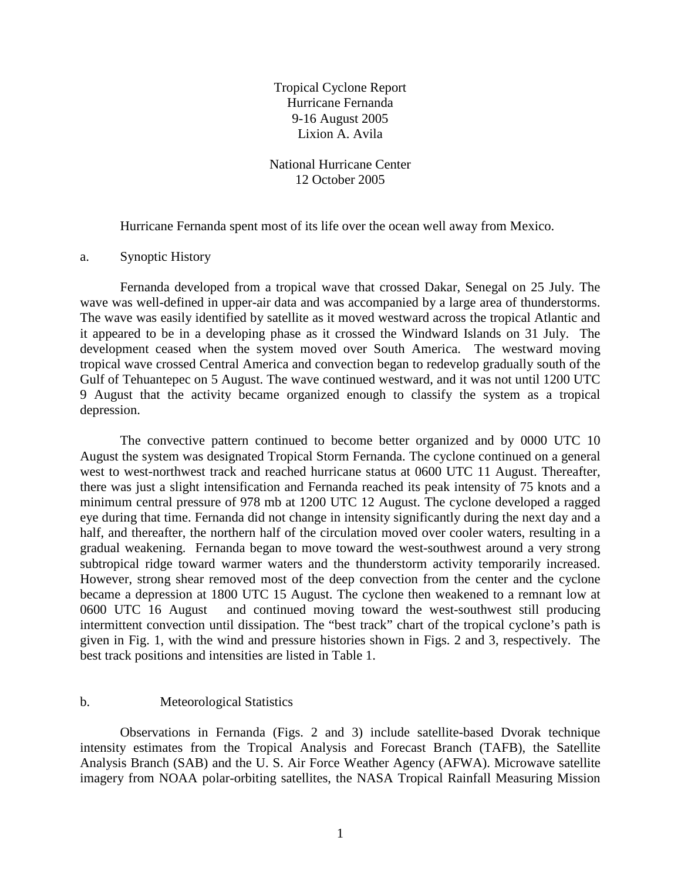# Tropical Cyclone Report
# Hurricane Fernanda
# 9-16 August 2005
# Lixion A. Avila

National Hurricane Center
12 October 2005

Hurricane Fernanda spent most of its life over the ocean well away from Mexico.

## a. Synoptic History

Fernanda developed from a tropical wave that crossed Dakar, Senegal on 25 July. The wave was well-defined in upper-air data and was accompanied by a large area of thunderstorms. The wave was easily identified by satellite as it moved westward across the tropical Atlantic and it appeared to be in a developing phase as it crossed the Windward Islands on 31 July. The development ceased when the system moved over South America. The westward moving tropical wave crossed Central America and convection began to redevelop gradually south of the Gulf of Tehuantepec on 5 August. The wave continued westward, and it was not until 1200 UTC 9 August that the activity became organized enough to classify the system as a tropical depression.

The convective pattern continued to become better organized and by 0000 UTC 10 August the system was designated Tropical Storm Fernanda. The cyclone continued on a general west to west-northwest track and reached hurricane status at 0600 UTC 11 August. Thereafter, there was just a slight intensification and Fernanda reached its peak intensity of 75 knots and a minimum central pressure of 978 mb at 1200 UTC 12 August. The cyclone developed a ragged eye during that time. Fernanda did not change in intensity significantly during the next day and a half, and thereafter, the northern half of the circulation moved over cooler waters, resulting in a gradual weakening. Fernanda began to move toward the west-southwest around a very strong subtropical ridge toward warmer waters and the thunderstorm activity temporarily increased. However, strong shear removed most of the deep convection from the center and the cyclone became a depression at 1800 UTC 15 August. The cyclone then weakened to a remnant low at 0600 UTC 16 August and continued moving toward the west-southwest still producing intermittent convection until dissipation. The "best track" chart of the tropical cyclone's path is given in Fig. 1, with the wind and pressure histories shown in Figs. 2 and 3, respectively. The best track positions and intensities are listed in Table 1.

## b. Meteorological Statistics

Observations in Fernanda (Figs. 2 and 3) include satellite-based Dvorak technique intensity estimates from the Tropical Analysis and Forecast Branch (TAFB), the Satellite Analysis Branch (SAB) and the U. S. Air Force Weather Agency (AFWA). Microwave satellite imagery from NOAA polar-orbiting satellites, the NASA Tropical Rainfall Measuring Mission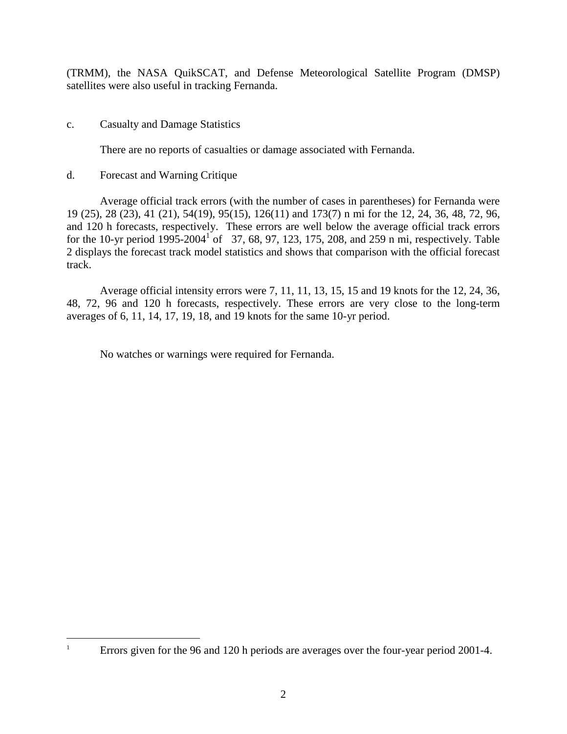(TRMM), the NASA QuikSCAT, and Defense Meteorological Satellite Program (DMSP) satellites were also useful in tracking Fernanda.

c. Casualty and Damage Statistics

There are no reports of casualties or damage associated with Fernanda.

d. Forecast and Warning Critique

Average official track errors (with the number of cases in parentheses) for Fernanda were 19 (25), 28 (23), 41 (21), 54(19), 95(15), 126(11) and 173(7) n mi for the 12, 24, 36, 48, 72, 96, and 120 h forecasts, respectively. These errors are well below the average official track errors for the 10-yr period 1995-2004[1] of 37, 68, 97, 123, 175, 208, and 259 n mi, respectively. Table 2 displays the forecast track model statistics and shows that comparison with the official forecast track.

Average official intensity errors were 7, 11, 11, 13, 15, 15 and 19 knots for the 12, 24, 36, 48, 72, 96 and 120 h forecasts, respectively. These errors are very close to the long-term averages of 6, 11, 14, 17, 19, 18, and 19 knots for the same 10-yr period.

No watches or warnings were required for Fernanda.

---

[1] Errors given for the 96 and 120 h periods are averages over the four-year period 2001-4.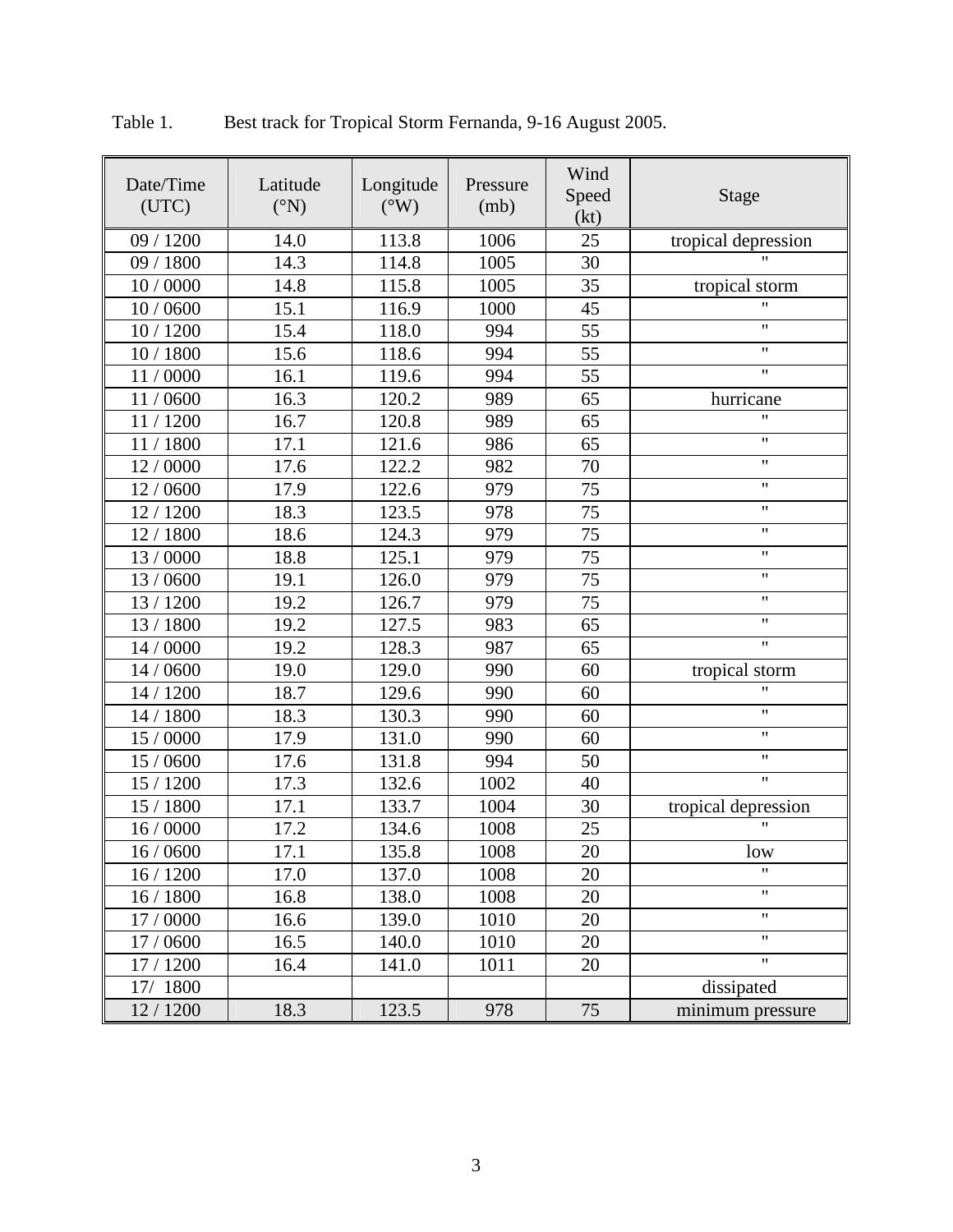Table 1. Best track for Tropical Storm Fernanda, 9-16 August 2005.

| Date/Time (UTC) | Latitude (°N) | Longitude (°W) | Pressure (mb) | Wind Speed (kt) | Stage |
|---|---|---|---|---|---|
| 09 / 1200 | 14.0 | 113.8 | 1006 | 25 | tropical depression |
| 09 / 1800 | 14.3 | 114.8 | 1005 | 30 | " |
| 10 / 0000 | 14.8 | 115.8 | 1005 | 35 | tropical storm |
| 10 / 0600 | 15.1 | 116.9 | 1000 | 45 | " |
| 10 / 1200 | 15.4 | 118.0 | 994 | 55 | " |
| 10 / 1800 | 15.6 | 118.6 | 994 | 55 | " |
| 11 / 0000 | 16.1 | 119.6 | 994 | 55 | " |
| 11 / 0600 | 16.3 | 120.2 | 989 | 65 | hurricane |
| 11 / 1200 | 16.7 | 120.8 | 989 | 65 | " |
| 11 / 1800 | 17.1 | 121.6 | 986 | 65 | " |
| 12 / 0000 | 17.6 | 122.2 | 982 | 70 | " |
| 12 / 0600 | 17.9 | 122.6 | 979 | 75 | " |
| 12 / 1200 | 18.3 | 123.5 | 978 | 75 | " |
| 12 / 1800 | 18.6 | 124.3 | 979 | 75 | " |
| 13 / 0000 | 18.8 | 125.1 | 979 | 75 | " |
| 13 / 0600 | 19.1 | 126.0 | 979 | 75 | " |
| 13 / 1200 | 19.2 | 126.7 | 979 | 75 | " |
| 13 / 1800 | 19.2 | 127.5 | 983 | 65 | " |
| 14 / 0000 | 19.2 | 128.3 | 987 | 65 | " |
| 14 / 0600 | 19.0 | 129.0 | 990 | 60 | tropical storm |
| 14 / 1200 | 18.7 | 129.6 | 990 | 60 | " |
| 14 / 1800 | 18.3 | 130.3 | 990 | 60 | " |
| 15 / 0000 | 17.9 | 131.0 | 990 | 60 | " |
| 15 / 0600 | 17.6 | 131.8 | 994 | 50 | " |
| 15 / 1200 | 17.3 | 132.6 | 1002 | 40 | " |
| 15 / 1800 | 17.1 | 133.7 | 1004 | 30 | tropical depression |
| 16 / 0000 | 17.2 | 134.6 | 1008 | 25 | " |
| 16 / 0600 | 17.1 | 135.8 | 1008 | 20 | low |
| 16 / 1200 | 17.0 | 137.0 | 1008 | 20 | " |
| 16 / 1800 | 16.8 | 138.0 | 1008 | 20 | " |
| 17 / 0000 | 16.6 | 139.0 | 1010 | 20 | " |
| 17 / 0600 | 16.5 | 140.0 | 1010 | 20 | " |
| 17 / 1200 | 16.4 | 141.0 | 1011 | 20 | " |
| 17/ 1800 | | | | | dissipated |
| 12 / 1200 | 18.3 | 123.5 | 978 | 75 | minimum pressure |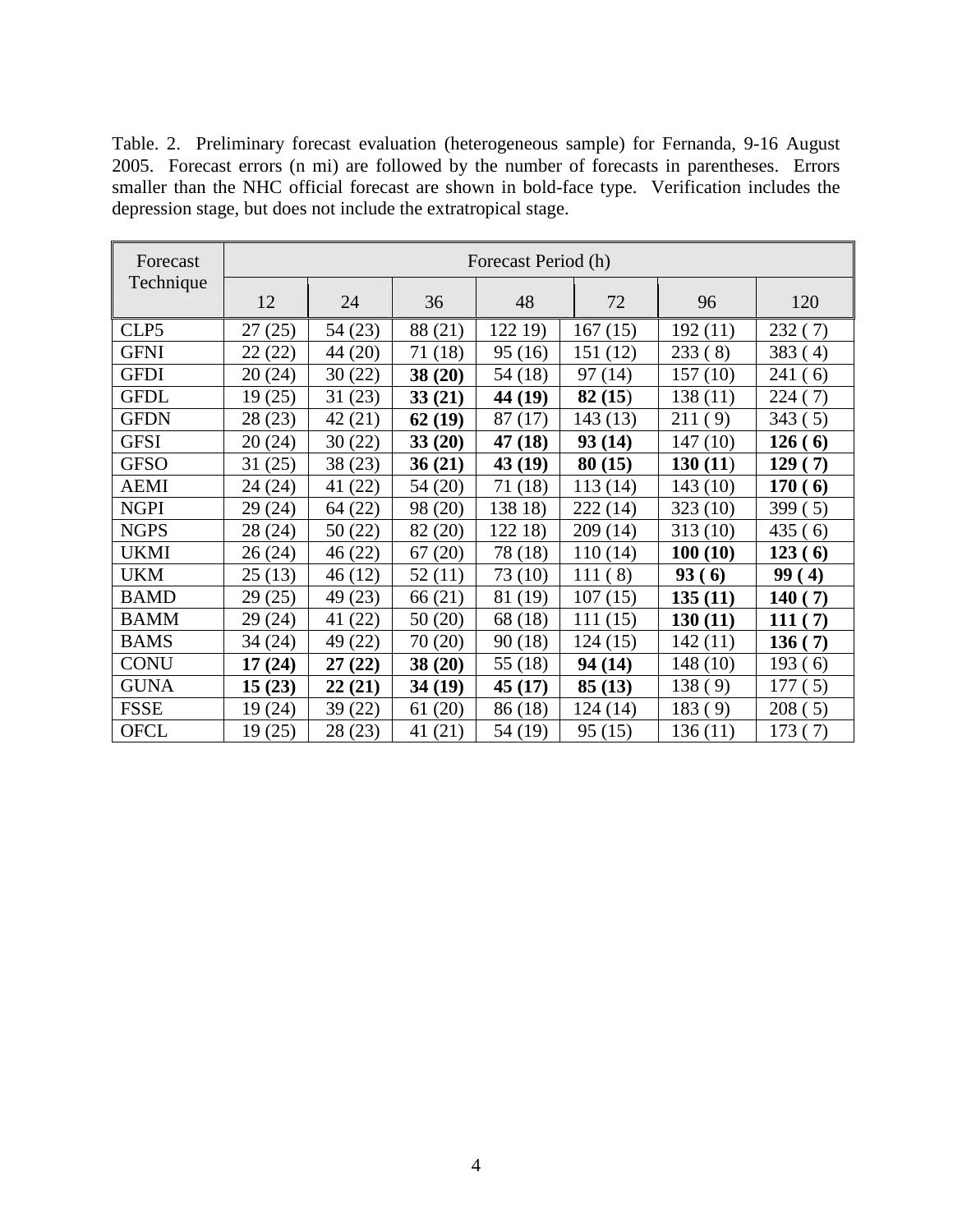Table. 2. Preliminary forecast evaluation (heterogeneous sample) for Fernanda, 9-16 August 2005. Forecast errors (n mi) are followed by the number of forecasts in parentheses. Errors smaller than the NHC official forecast are shown in bold-face type. Verification includes the depression stage, but does not include the extratropical stage.

| Forecast Technique | Forecast Period (h) | | | | | | |
|---|---|---|---|---|---|---|---|
| | 12 | 24 | 36 | 48 | 72 | 96 | 120 |
| CLP5 | 27 (25) | 54 (23) | 88 (21) | 122 19) | 167 (15) | 192 (11) | 232 ( 7) |
| GFNI | 22 (22) | 44 (20) | 71 (18) | 95 (16) | 151 (12) | 233 ( 8) | 383 ( 4) |
| GFDI | 20 (24) | 30 (22) | **38 (20)** | 54 (18) | 97 (14) | 157 (10) | 241 ( 6) |
| GFDL | 19 (25) | 31 (23) | **33 (21)** | **44 (19)** | **82 (15)** | 138 (11) | 224 ( 7) |
| GFDN | 28 (23) | 42 (21) | **62 (19)** | 87 (17) | 143 (13) | 211 ( 9) | 343 ( 5) |
| GFSI | 20 (24) | 30 (22) | **33 (20)** | **47 (18)** | **93 (14)** | 147 (10) | **126 ( 6)** |
| GFSO | 31 (25) | 38 (23) | **36 (21)** | **43 (19)** | **80 (15)** | **130 (11)** | **129 ( 7)** |
| AEMI | 24 (24) | 41 (22) | 54 (20) | 71 (18) | 113 (14) | 143 (10) | **170 ( 6)** |
| NGPI | 29 (24) | 64 (22) | 98 (20) | 138 18) | 222 (14) | 323 (10) | 399 ( 5) |
| NGPS | 28 (24) | 50 (22) | 82 (20) | 122 18) | 209 (14) | 313 (10) | 435 ( 6) |
| UKMI | 26 (24) | 46 (22) | 67 (20) | 78 (18) | 110 (14) | **100 (10)** | **123 ( 6)** |
| UKM | 25 (13) | 46 (12) | 52 (11) | 73 (10) | 111 ( 8) | **93 ( 6)** | **99 ( 4)** |
| BAMD | 29 (25) | 49 (23) | 66 (21) | 81 (19) | 107 (15) | **135 (11)** | **140 ( 7)** |
| BAMM | 29 (24) | 41 (22) | 50 (20) | 68 (18) | 111 (15) | **130 (11)** | **111 ( 7)** |
| BAMS | 34 (24) | 49 (22) | 70 (20) | 90 (18) | 124 (15) | 142 (11) | **136 ( 7)** |
| CONU | **17 (24)** | **27 (22)** | **38 (20)** | 55 (18) | **94 (14)** | 148 (10) | 193 ( 6) |
| GUNA | **15 (23)** | **22 (21)** | **34 (19)** | **45 (17)** | **85 (13)** | 138 ( 9) | 177 ( 5) |
| FSSE | 19 (24) | 39 (22) | 61 (20) | 86 (18) | 124 (14) | 183 ( 9) | 208 ( 5) |
| OFCL | 19 (25) | 28 (23) | 41 (21) | 54 (19) | 95 (15) | 136 (11) | 173 ( 7) |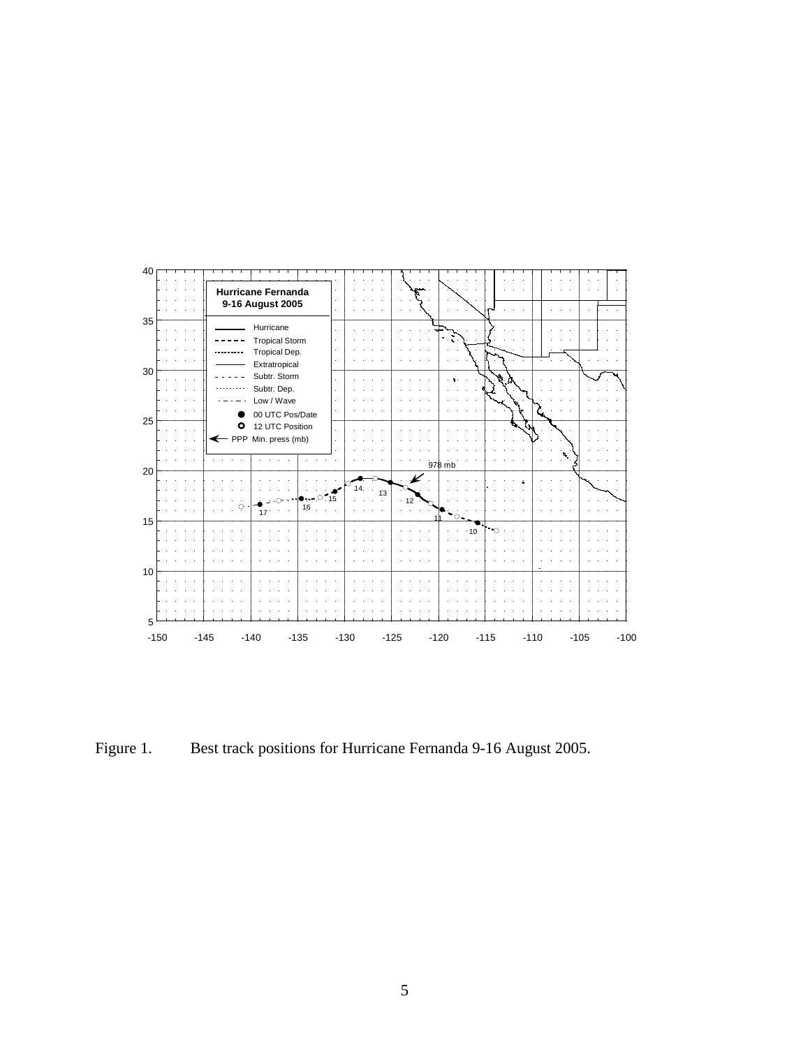Figure 1. Best track positions for Hurricane Fernanda 9-16 August 2005.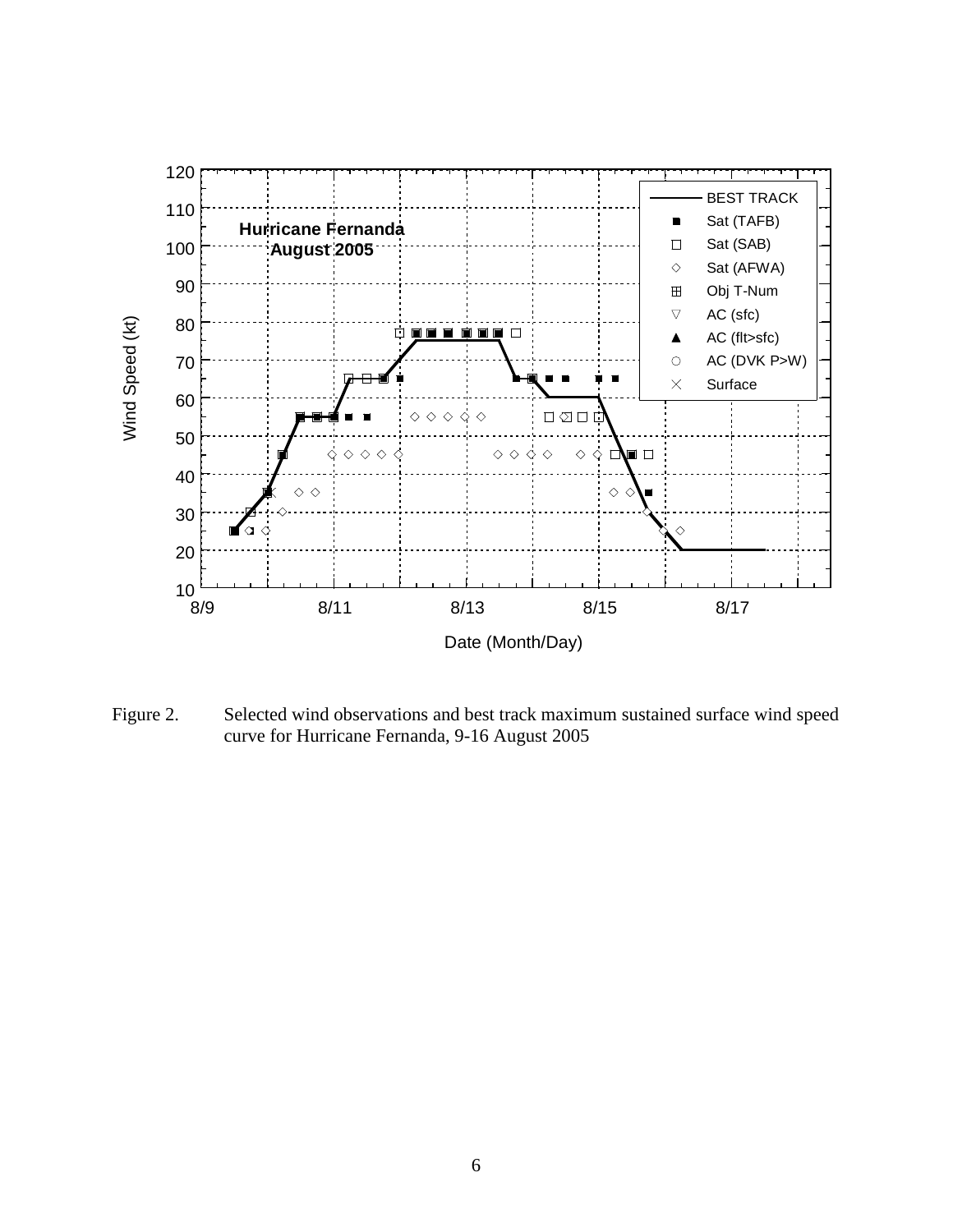Figure 2. Selected wind observations and best track maximum sustained surface wind speed curve for Hurricane Fernanda, 9-16 August 2005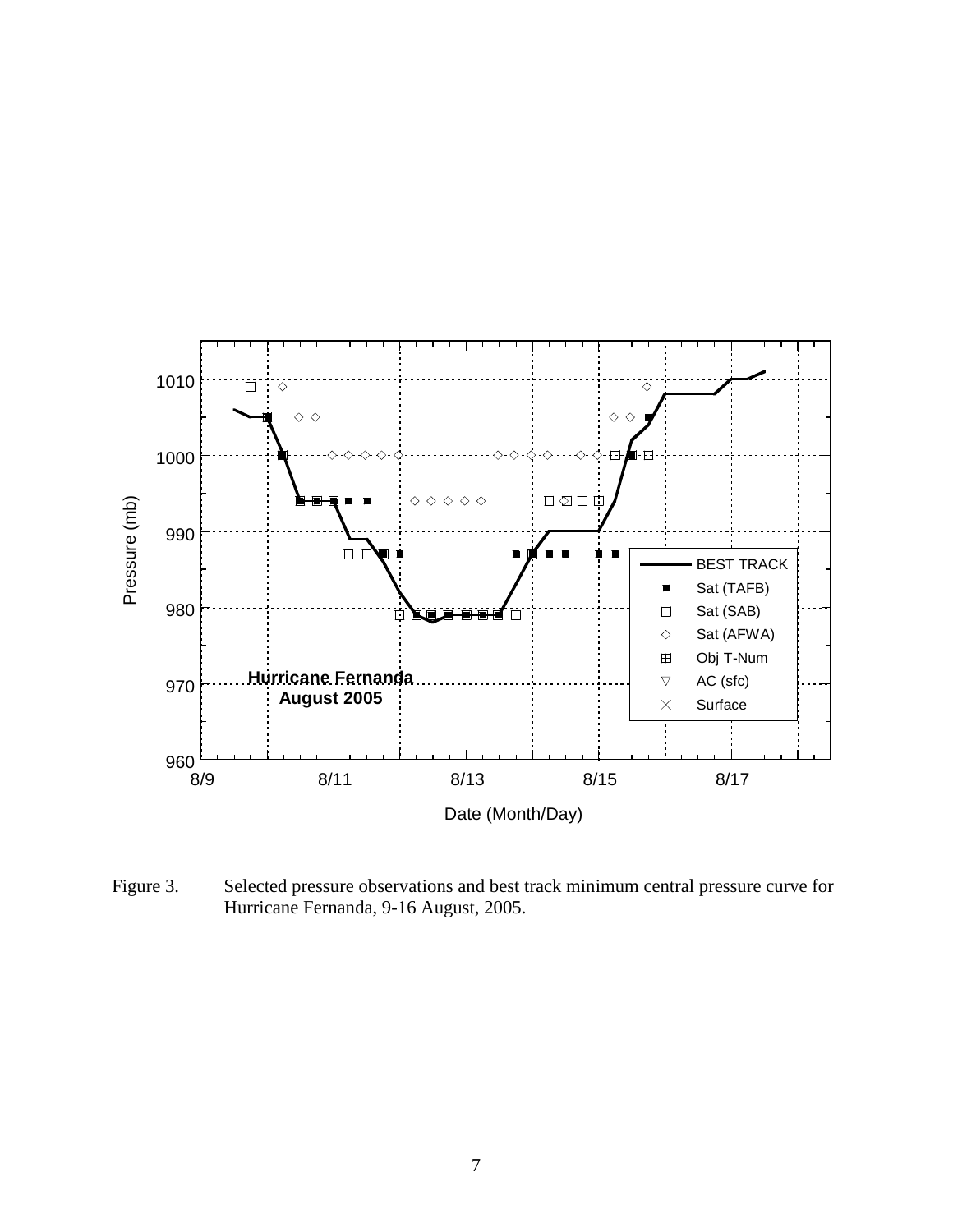1010

1000

990

980

970

960

Pressure (mb)

8/9

8/11

8/13

8/15

8/17

Date (Month/Day)

Hurricane Fernanda
August 2005

BEST TRACK
Sat (TAFB)
Sat (SAB)
Sat (AFWA)
Obj T-Num
AC (sfc)
Surface

Figure 3. Selected pressure observations and best track minimum central pressure curve for Hurricane Fernanda, 9-16 August, 2005.